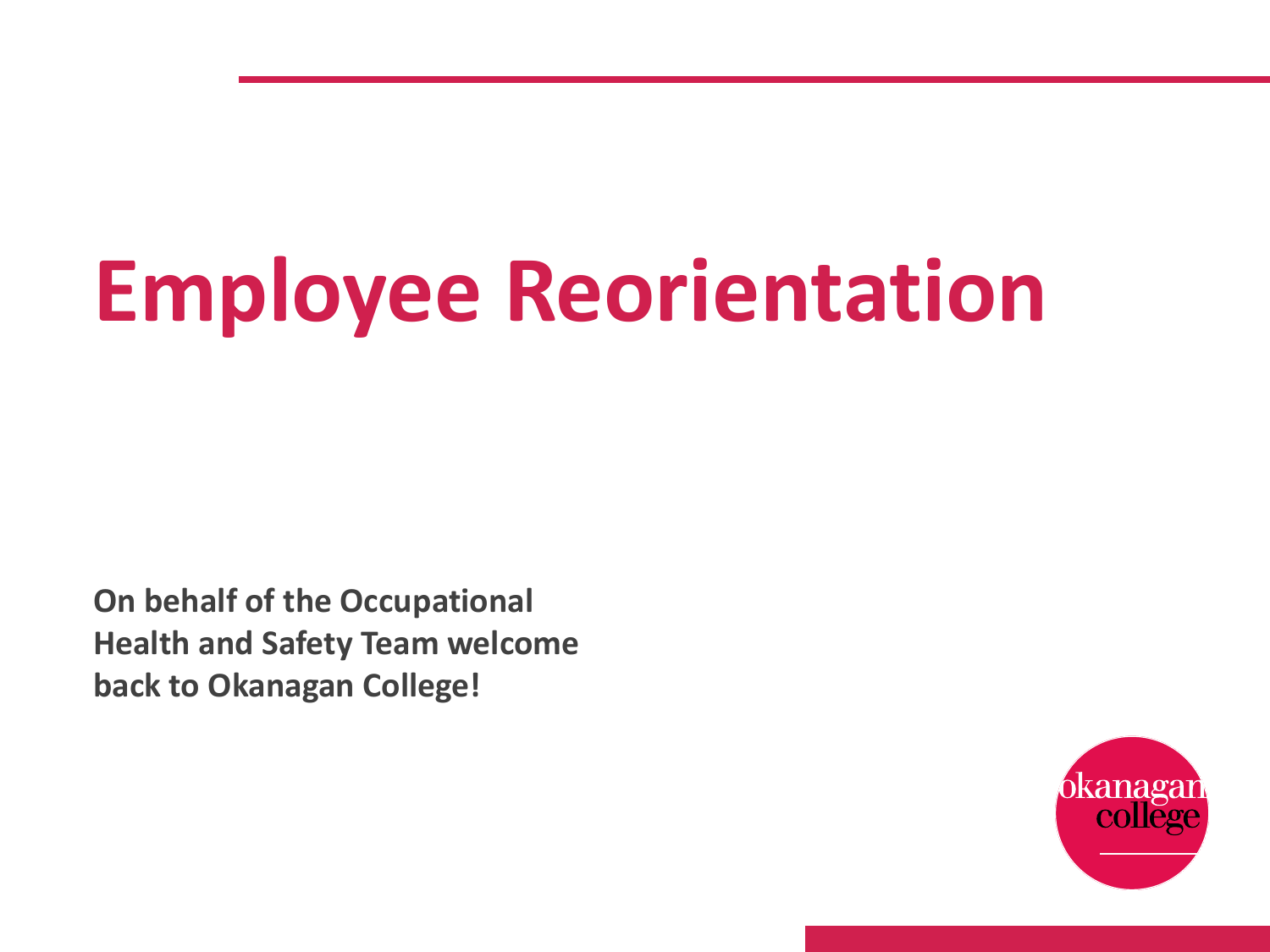# Employee Reorientation

**On behalf of the Occupational Health and Safety Team welcome back to Okanagan College!**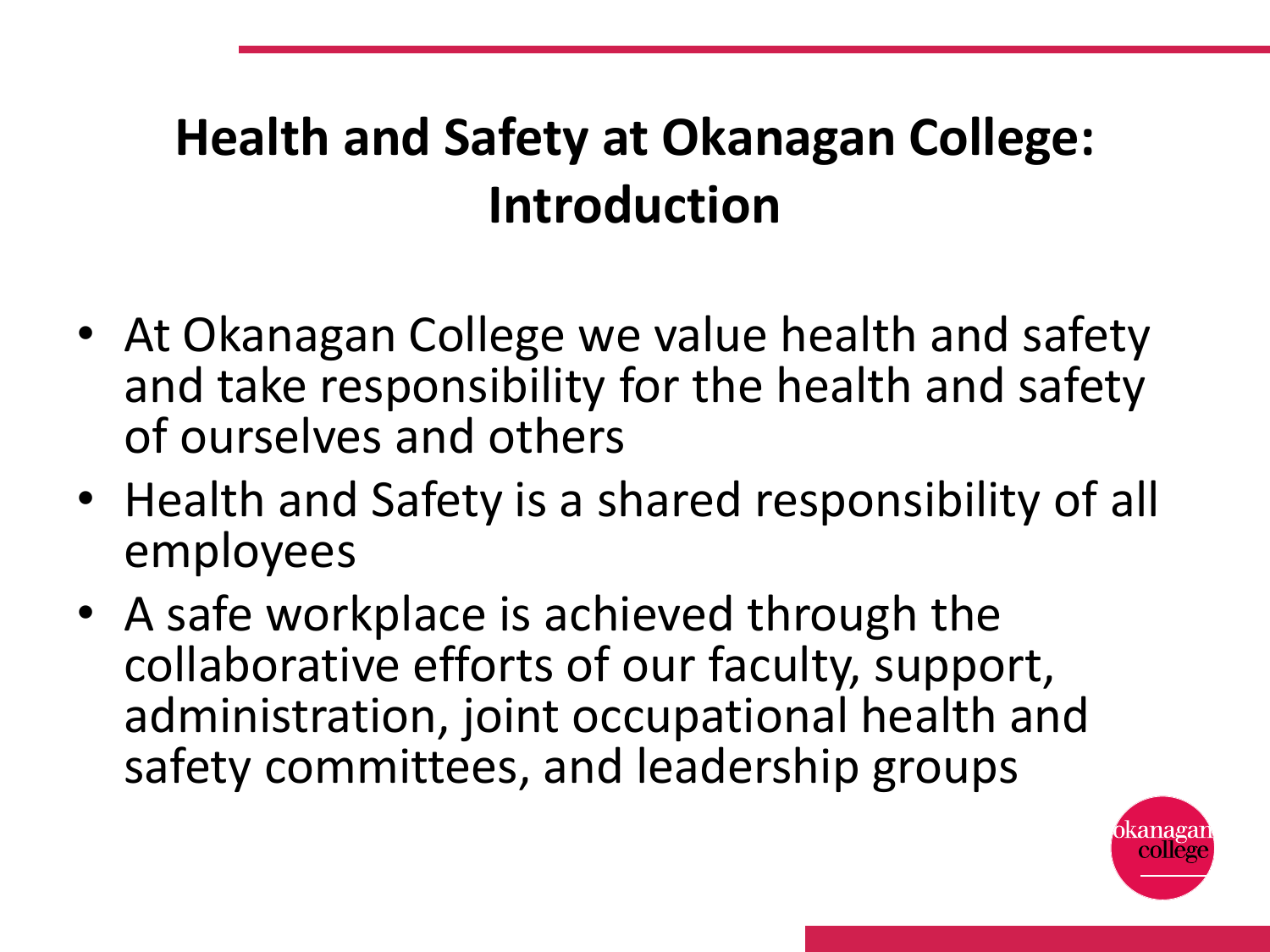# Health and Safety at Okanagan College: Introduction

- At Okanagan College we value health and safety and take responsibility for the health and safety of ourselves and others
- Health and Safety is a shared responsibility of all employees
- A safe workplace is achieved through the collaborative efforts of our faculty, support, administration, joint occupational health and safety committees, and leadership groups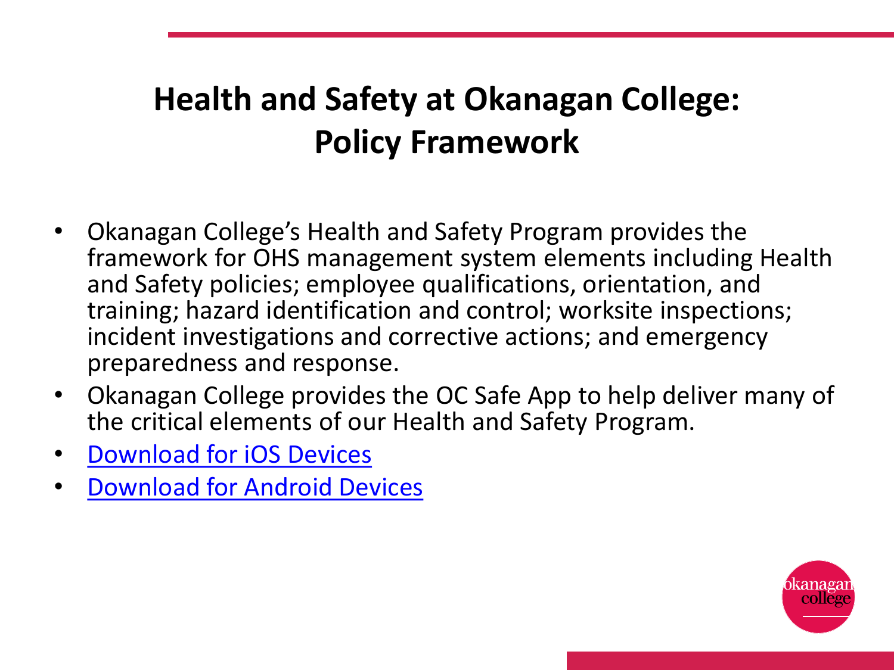# Health and Safety at Okanagan College: Policy Framework

- Okanagan College's Health and Safety Program provides the framework for OHS management system elements including Health and Safety policies; employee qualifications, orientation, and training; hazard identification and control; worksite inspections; incident investigations and corrective actions; and emergency preparedness and response.
- Okanagan College provides the OC Safe App to help deliver many of the critical elements of our Health and Safety Program.
- Download for iOS Devices
- Download for Android Devices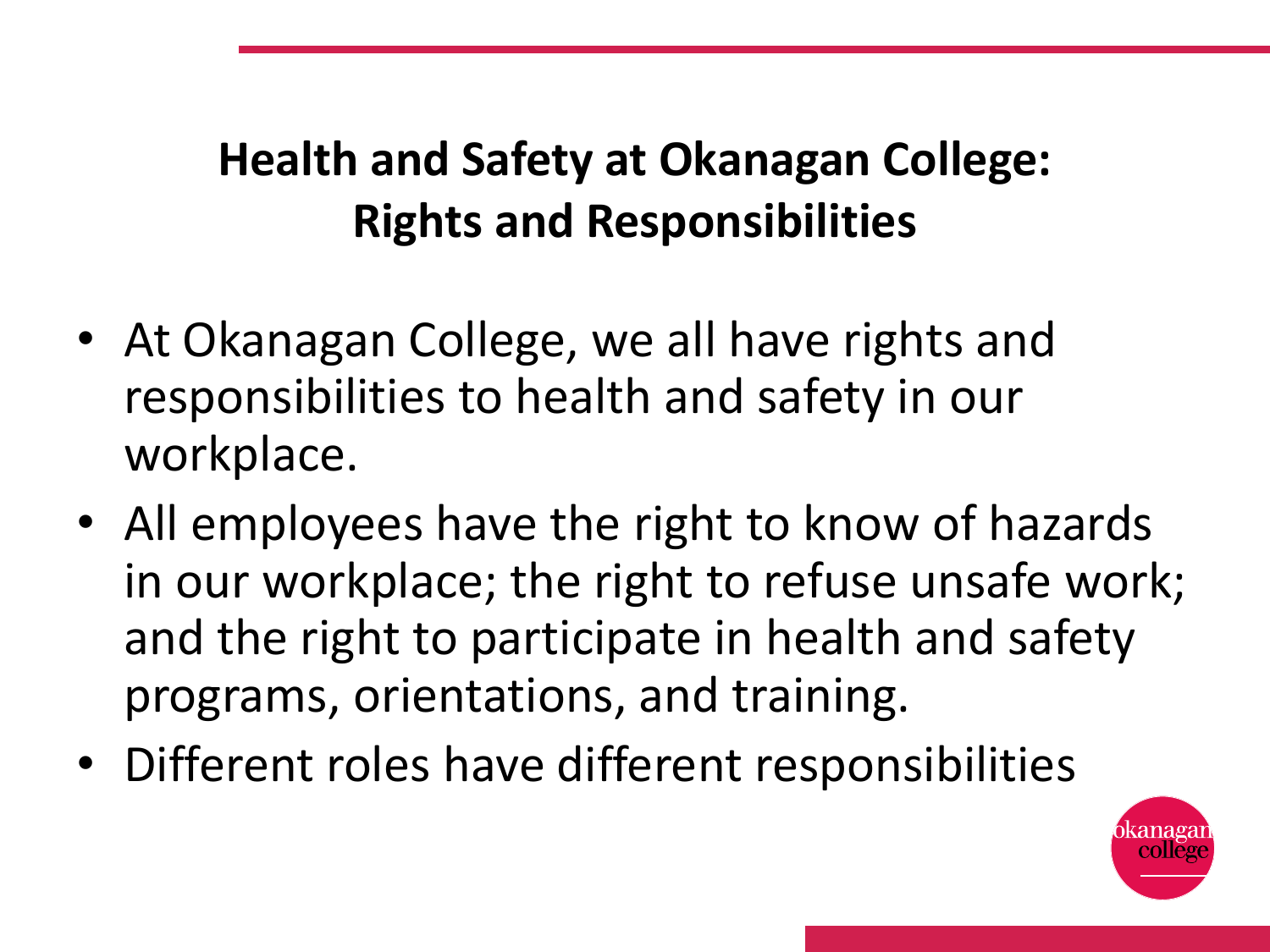# Health and Safety at Okanagan College: Rights and Responsibilities

- At Okanagan College, we all have rights and responsibilities to health and safety in our workplace.
- All employees have the right to know of hazards in our workplace; the right to refuse unsafe work; and the right to participate in health and safety programs, orientations, and training.
- Different roles have different responsibilities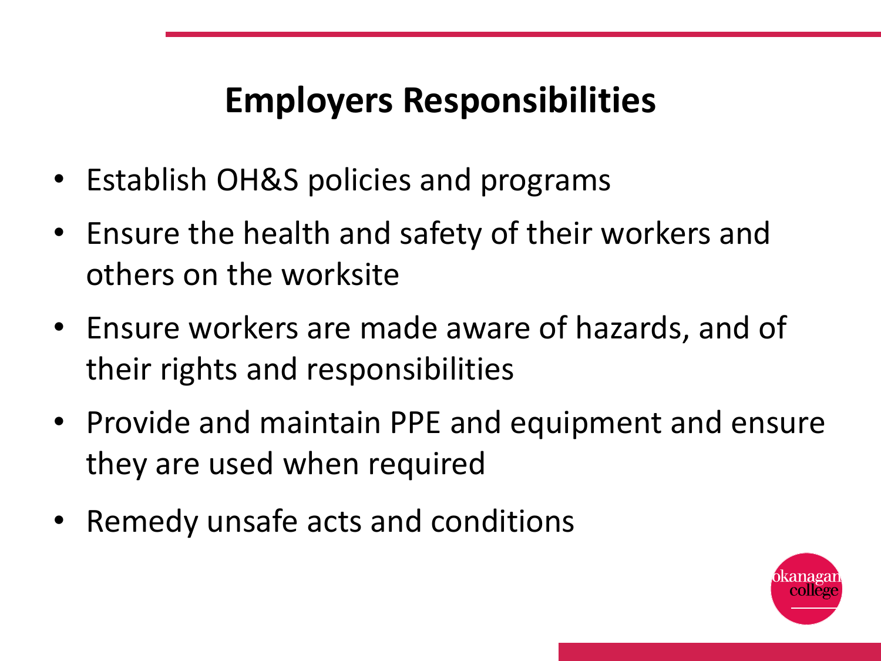## Employers Responsibilities

- Establish OH&S policies and programs
- Ensure the health and safety of their workers and others on the worksite
- Ensure workers are made aware of hazards, and of their rights and responsibilities
- Provide and maintain PPE and equipment and ensure they are used when required
- Remedy unsafe acts and conditions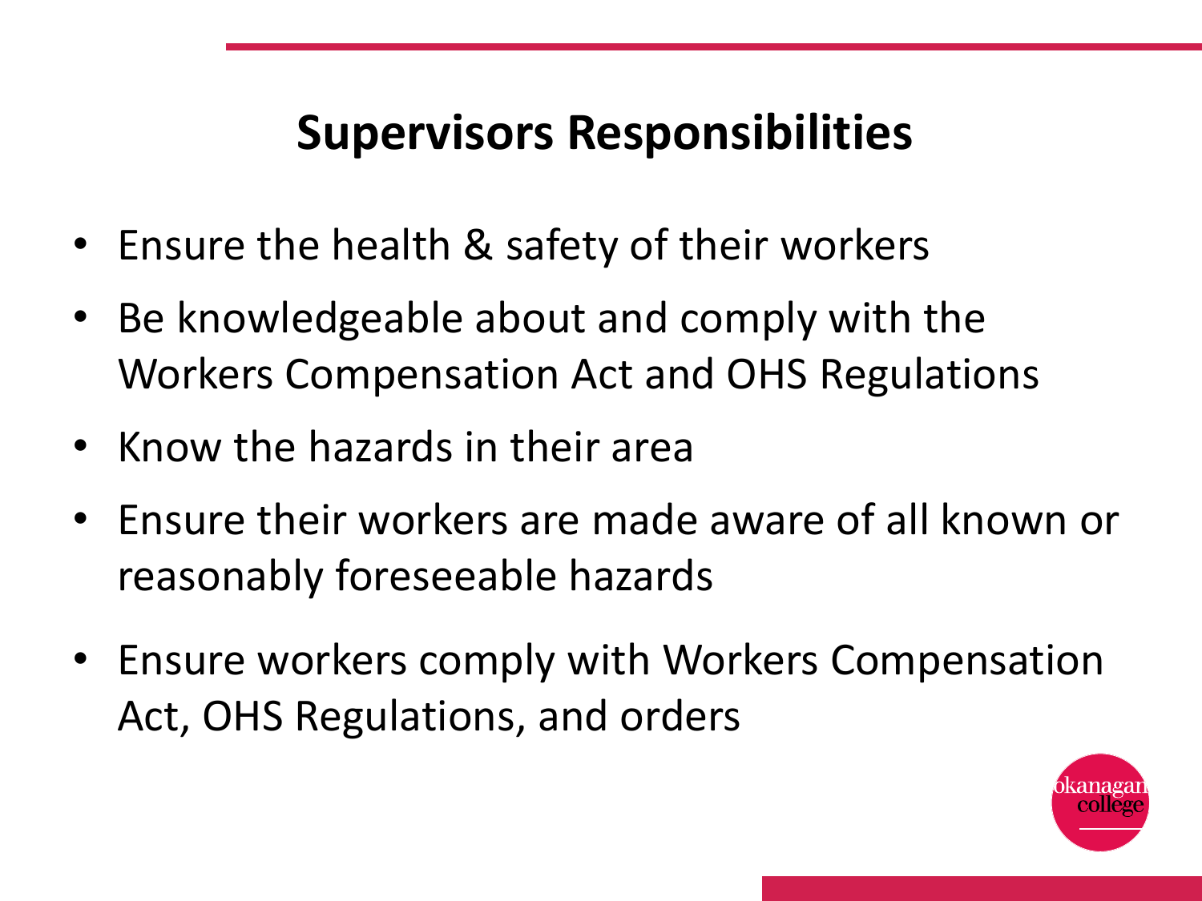## Supervisors Responsibilities

- Ensure the health & safety of their workers
- Be knowledgeable about and comply with the Workers Compensation Act and OHS Regulations
- Know the hazards in their area
- Ensure their workers are made aware of all known or reasonably foreseeable hazards
- Ensure workers comply with Workers Compensation Act, OHS Regulations, and orders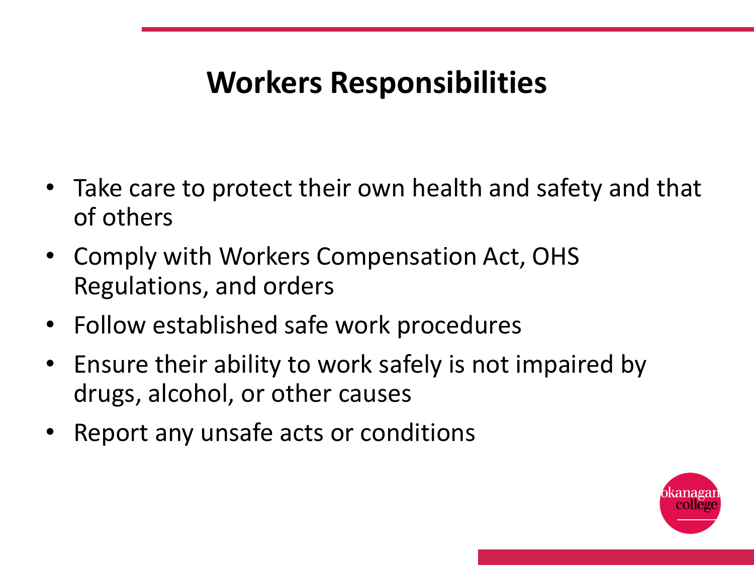# Workers Responsibilities

- Take care to protect their own health and safety and that of others
- Comply with Workers Compensation Act, OHS Regulations, and orders
- Follow established safe work procedures
- Ensure their ability to work safely is not impaired by drugs, alcohol, or other causes
- Report any unsafe acts or conditions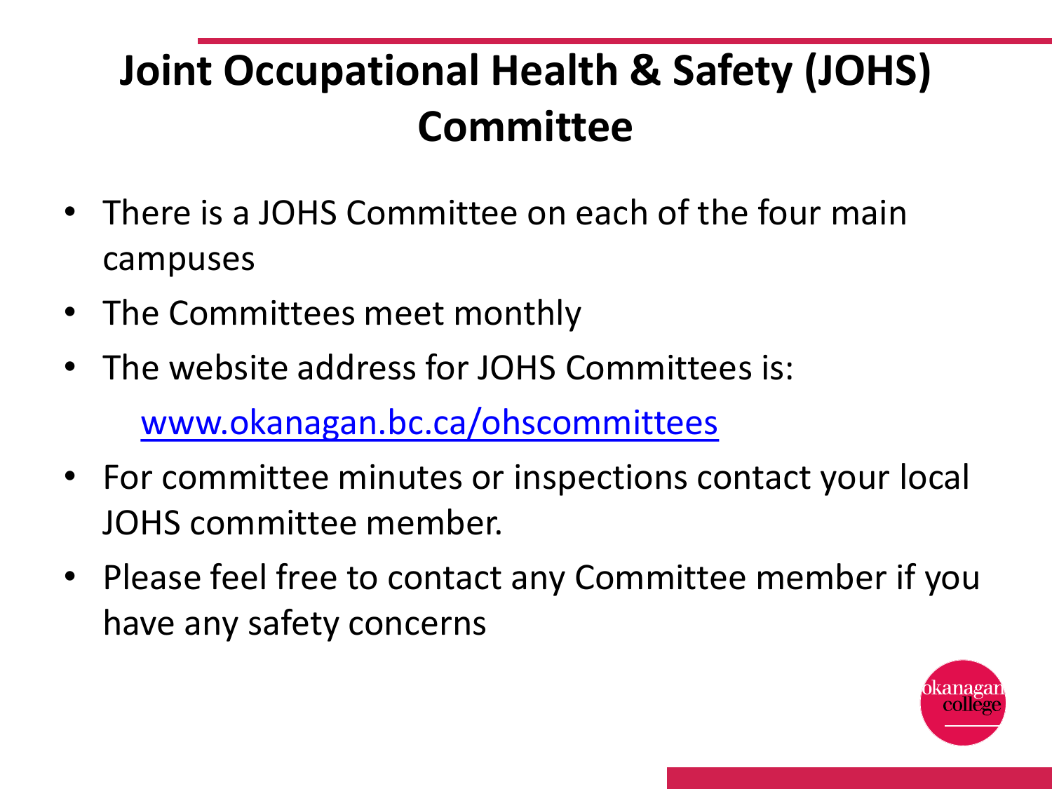# Joint Occupational Health & Safety (JOHS) Committee

- There is a JOHS Committee on each of the four main campuses
- The Committees meet monthly
- The website address for JOHS Committees is:

  [www.okanagan.bc.ca/ohscommittees](http://www.okanagan.bc.ca/ohscommittees)
- For committee minutes or inspections contact your local JOHS committee member.
- Please feel free to contact any Committee member if you have any safety concerns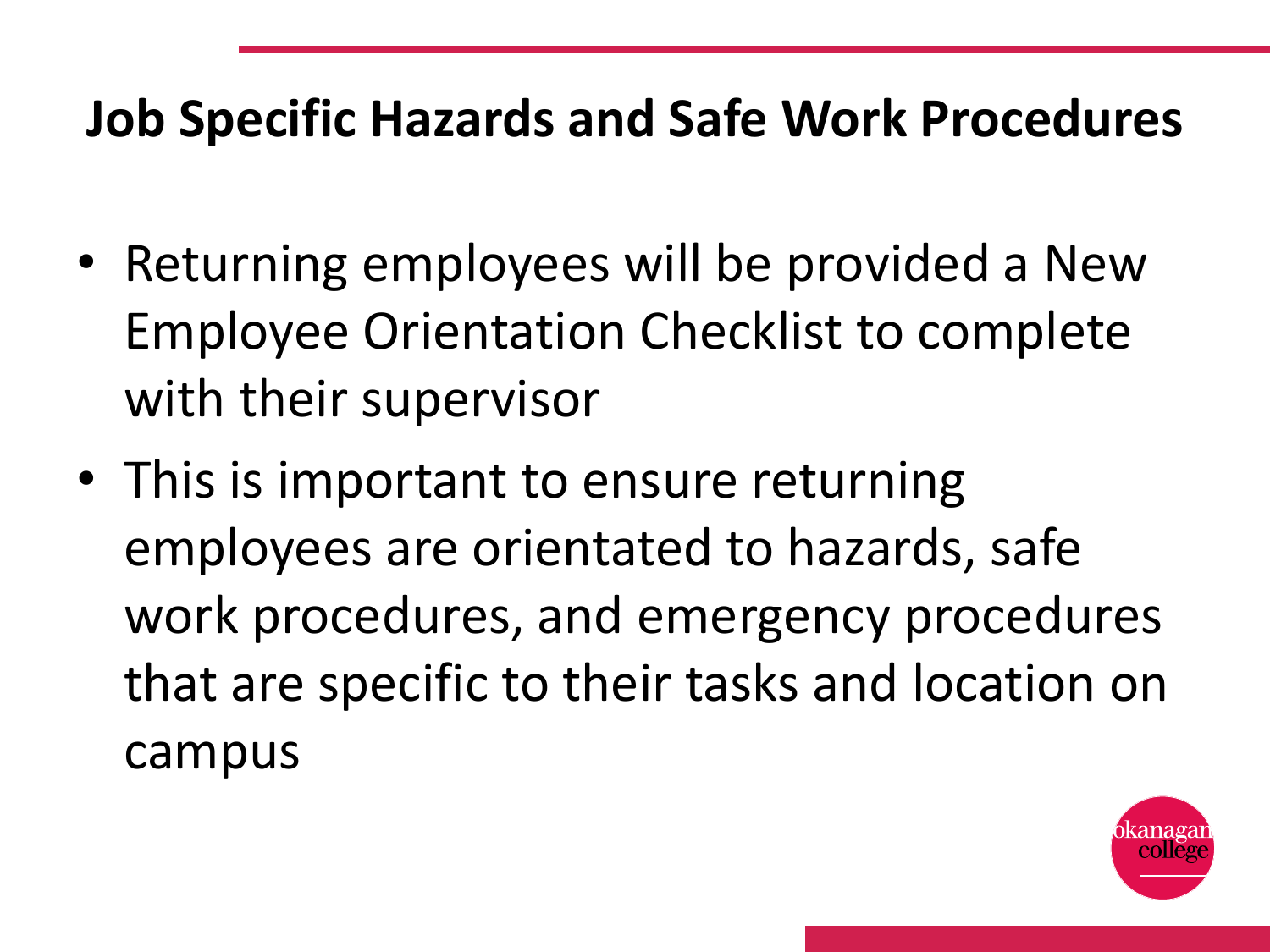## Job Specific Hazards and Safe Work Procedures

- Returning employees will be provided a New Employee Orientation Checklist to complete with their supervisor
- This is important to ensure returning employees are orientated to hazards, safe work procedures, and emergency procedures that are specific to their tasks and location on campus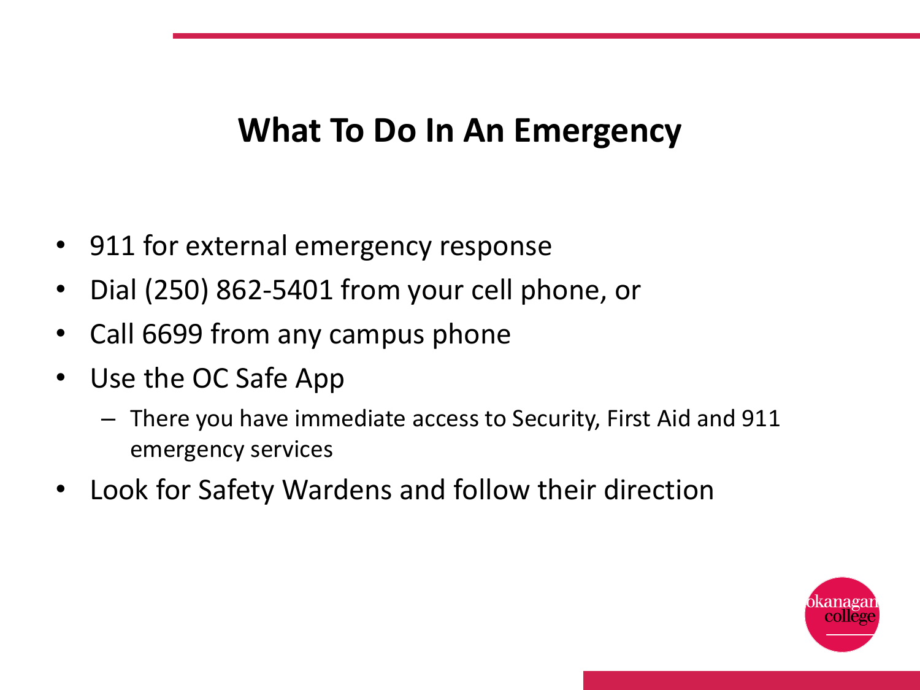# What To Do In An Emergency

- 911 for external emergency response
- Dial (250) 862-5401 from your cell phone, or
- Call 6699 from any campus phone
- Use the OC Safe App
  - There you have immediate access to Security, First Aid and 911 emergency services
- Look for Safety Wardens and follow their direction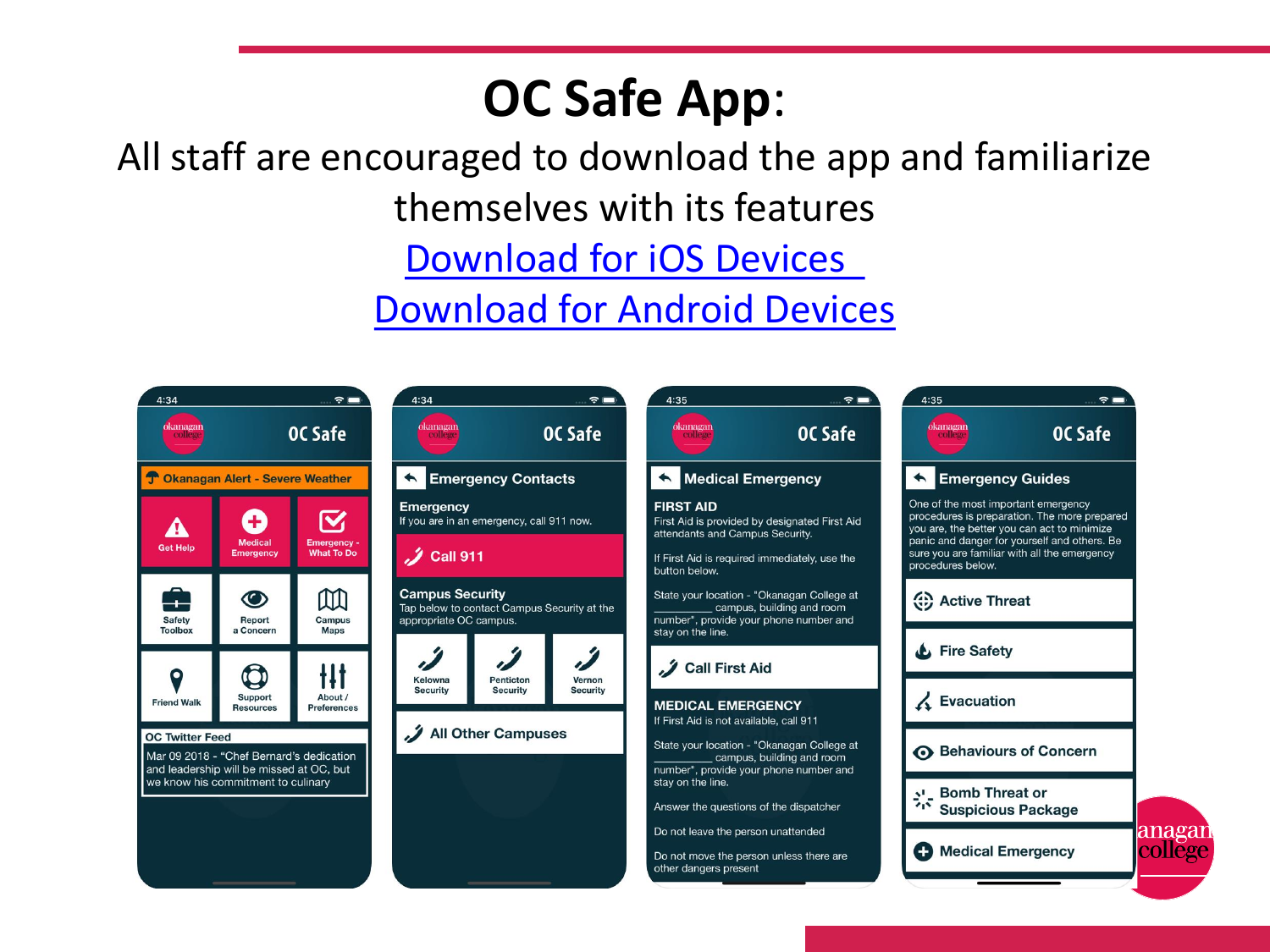# OC Safe App:

All staff are encouraged to download the app and familiarize themselves with its features

[Download for iOS Devices](#)

[Download for Android Devices](#)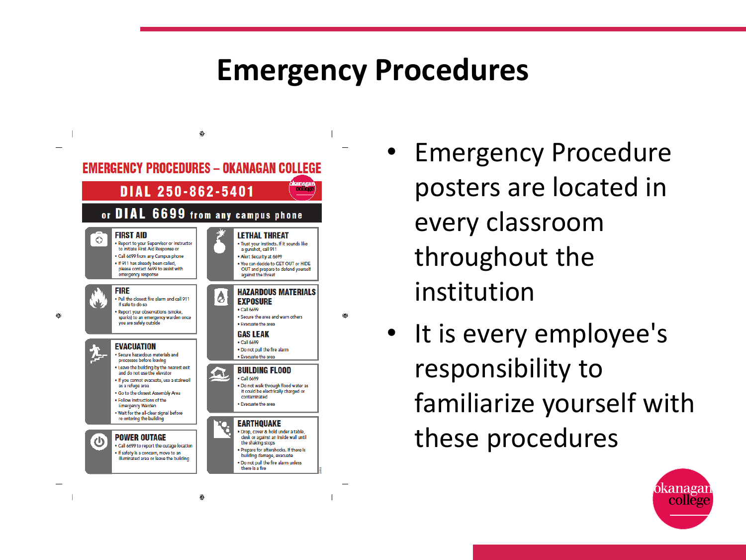# Emergency Procedures

## EMERGENCY PROCEDURES – OKANAGAN COLLEGE

**DIAL 250-862-5401**

**or DIAL 6699 from any campus phone**

### FIRST AID
- Report to your Supervisor or Instructor to initiate First Aid Response or
- Call 6699 from any Campus phone
- If 911 has already been called, please contact 6699 to assist with emergency response

### FIRE
- Pull the closest fire alarm and call 911 if safe to do so
- Report your observations (smoke, sparks) to an emergency warden once you are safely outside

### EVACUATION
- Secure hazardous materials and processes before leaving
- Leave the building by the nearest exit and do not use the elevator
- If you cannot evacuate, use a stairwell as a refuge area
- Go to the closest Assembly Area
- Follow instructions of the Emergency Warden
- Wait for the all-clear signal before re-entering the building

### POWER OUTAGE
- Call 6699 to report the outage location
- If safety is a concern, move to an illuminated area or leave the building

### LETHAL THREAT
- Trust your instincts. If it sounds like a gunshot, call 911
- Alert Security at 6699
- You can decide to GET OUT or HIDE OUT and prepare to defend yourself against the threat

### HAZARDOUS MATERIALS EXPOSURE
- Call 6699
- Secure the area and warn others
- Evacuate the area

### GAS LEAK
- Call 6699
- Do not pull the fire alarm
- Evacuate the area

### BUILDING FLOOD
- Call 6699
- Do not walk through flood water as it could be electrically charged or contaminated
- Evacuate the area

### EARTHQUAKE
- Drop, cover & hold under a table, desk or against an inside wall until the shaking stops
- Prepare for aftershocks. If there is building damage, evacuate
- Do not pull the fire alarm unless there is a fire

---

- Emergency Procedure posters are located in every classroom throughout the institution
- It is every employee's responsibility to familiarize yourself with these procedures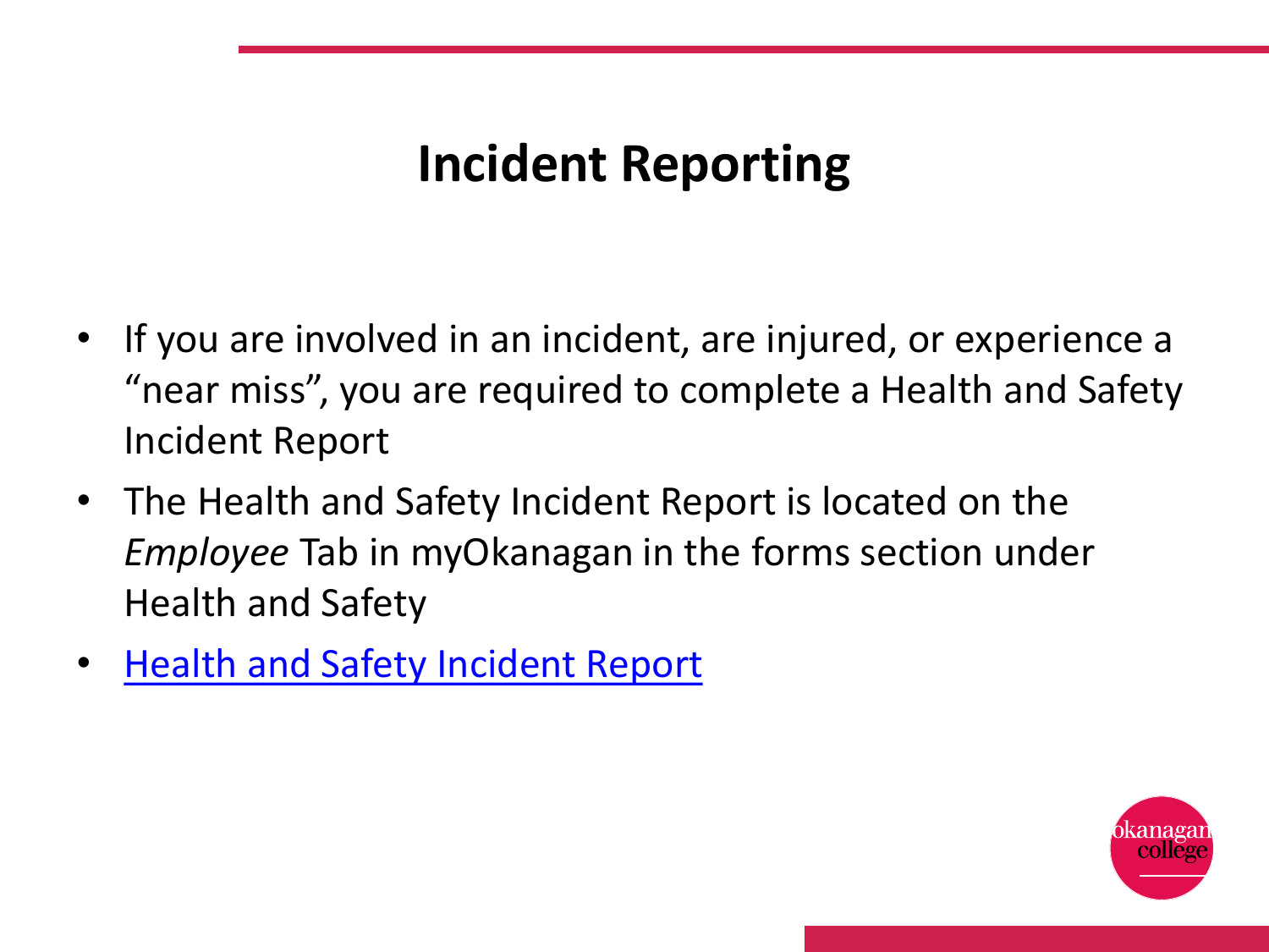# Incident Reporting

- If you are involved in an incident, are injured, or experience a "near miss", you are required to complete a Health and Safety Incident Report
- The Health and Safety Incident Report is located on the *Employee* Tab in myOkanagan in the forms section under Health and Safety
- Health and Safety Incident Report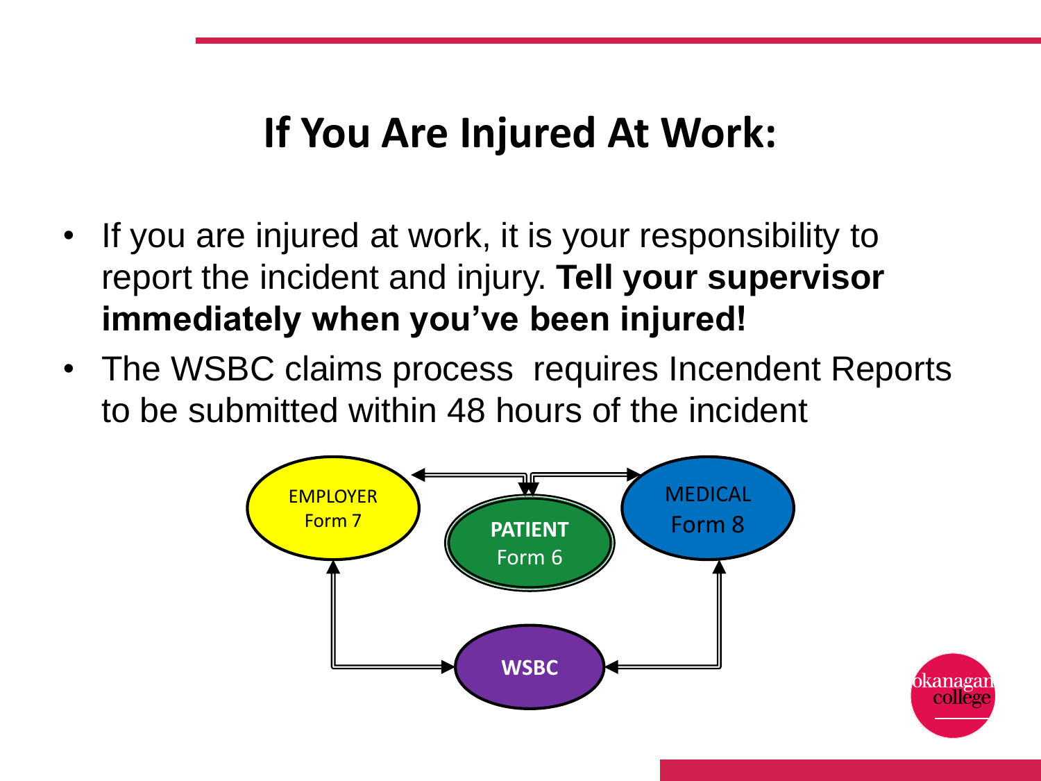# If You Are Injured At Work:

- If you are injured at work, it is your responsibility to report the incident and injury. **Tell your supervisor immediately when you've been injured!**
- The WSBC claims process requires Incendent Reports to be submitted within 48 hours of the incident

EMPLOYER
Form 7

PATIENT
Form 6

MEDICAL
Form 8

WSBC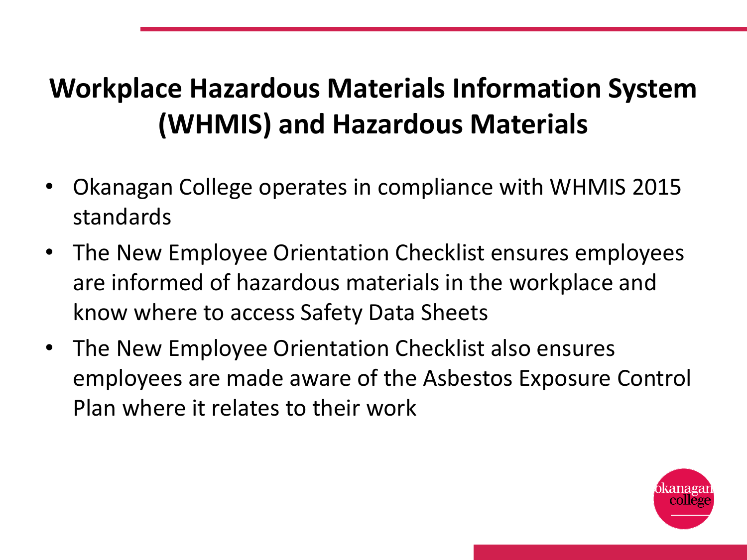# Workplace Hazardous Materials Information System (WHMIS) and Hazardous Materials

- Okanagan College operates in compliance with WHMIS 2015 standards
- The New Employee Orientation Checklist ensures employees are informed of hazardous materials in the workplace and know where to access Safety Data Sheets
- The New Employee Orientation Checklist also ensures employees are made aware of the Asbestos Exposure Control Plan where it relates to their work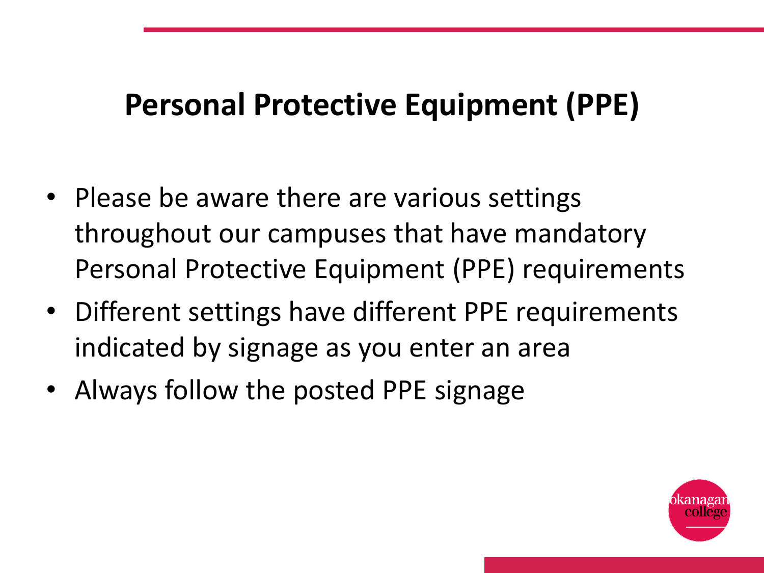# Personal Protective Equipment (PPE)

- Please be aware there are various settings throughout our campuses that have mandatory Personal Protective Equipment (PPE) requirements
- Different settings have different PPE requirements indicated by signage as you enter an area
- Always follow the posted PPE signage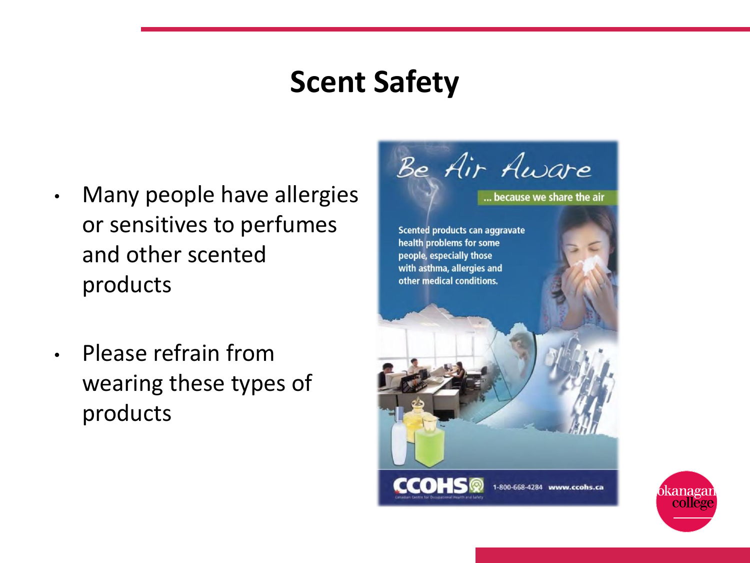# Scent Safety

- Many people have allergies or sensitives to perfumes and other scented products
- Please refrain from wearing these types of products

Be Air Aware

... because we share the air

Scented products can aggravate health problems for some people, especially those with asthma, allergies and other medical conditions.

CCOHS 1-800-668-4284 www.ccohs.ca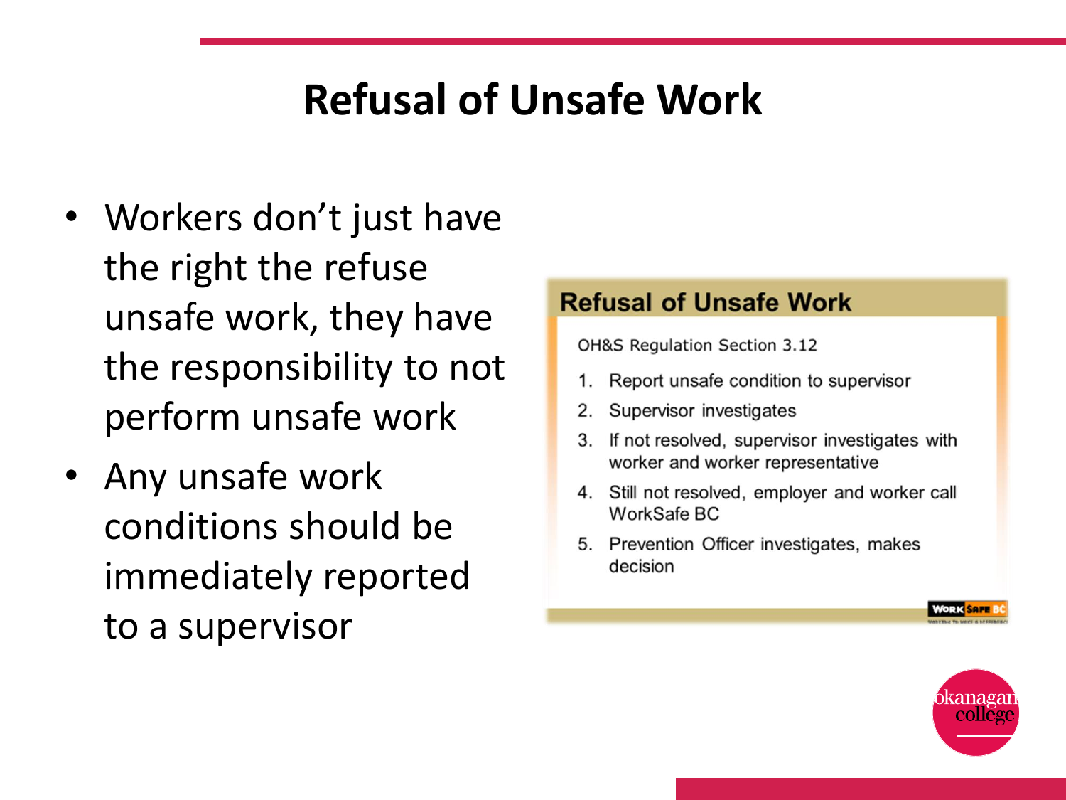# Refusal of Unsafe Work

- Workers don't just have the right the refuse unsafe work, they have the responsibility to not perform unsafe work
- Any unsafe work conditions should be immediately reported to a supervisor

## Refusal of Unsafe Work

OH&S Regulation Section 3.12

1. Report unsafe condition to supervisor
2. Supervisor investigates
3. If not resolved, supervisor investigates with worker and worker representative
4. Still not resolved, employer and worker call WorkSafe BC
5. Prevention Officer investigates, makes decision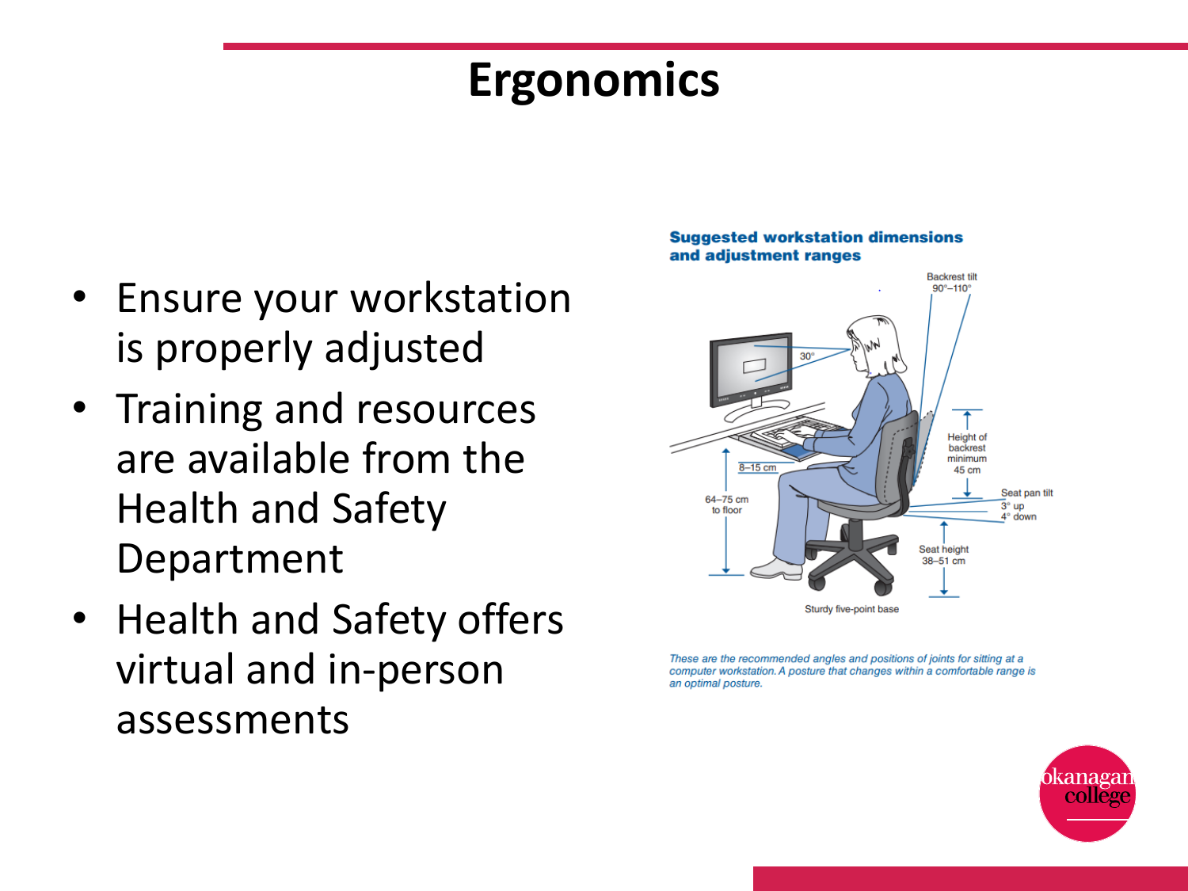# Ergonomics

- Ensure your workstation is properly adjusted
- Training and resources are available from the Health and Safety Department
- Health and Safety offers virtual and in-person assessments

**Suggested workstation dimensions and adjustment ranges**

Backrest tilt 90°–110°

30°

Height of backrest minimum 45 cm

8–15 cm

Seat pan tilt 3° up 4° down

64–75 cm to floor

Seat height 38–51 cm

Sturdy five-point base

*These are the recommended angles and positions of joints for sitting at a computer workstation. A posture that changes within a comfortable range is an optimal posture.*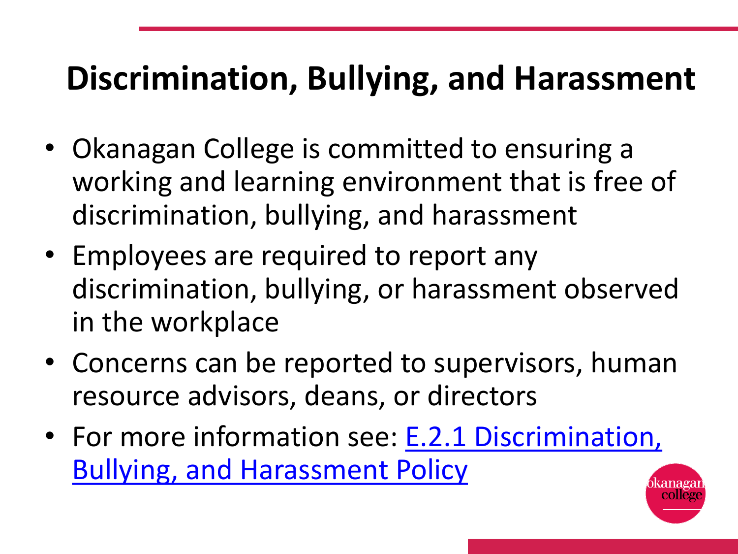# Discrimination, Bullying, and Harassment

- Okanagan College is committed to ensuring a working and learning environment that is free of discrimination, bullying, and harassment
- Employees are required to report any discrimination, bullying, or harassment observed in the workplace
- Concerns can be reported to supervisors, human resource advisors, deans, or directors
- For more information see: E.2.1 Discrimination, Bullying, and Harassment Policy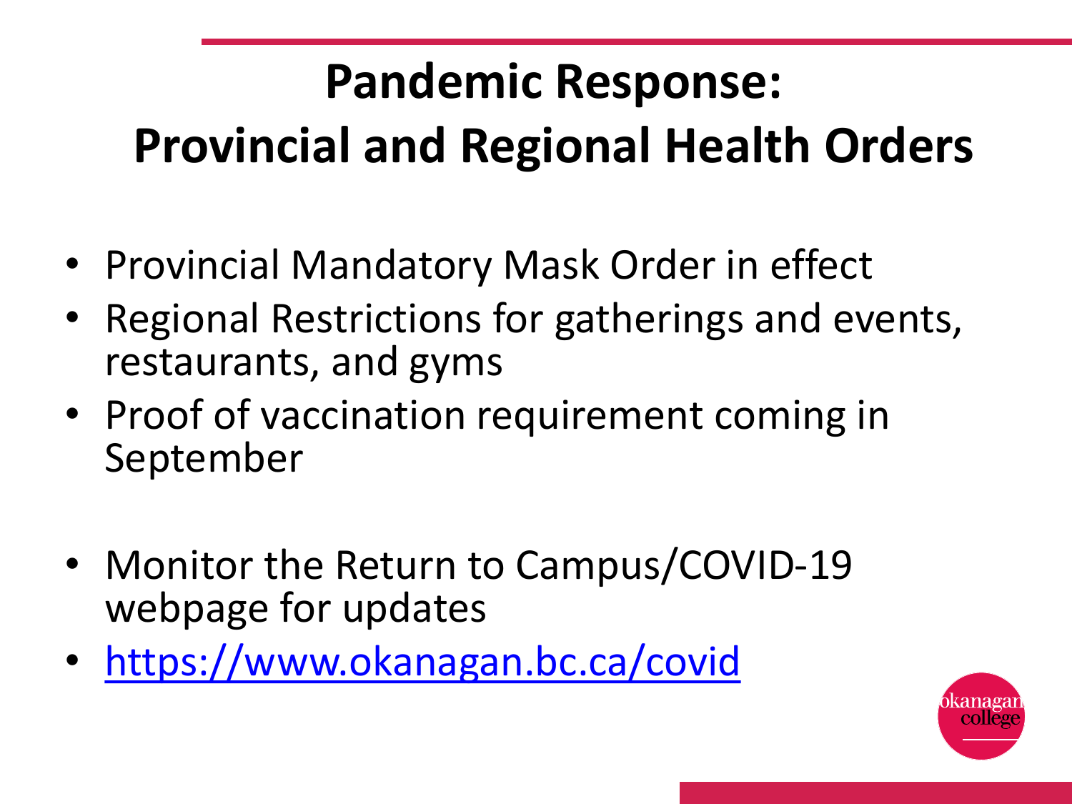# Pandemic Response: Provincial and Regional Health Orders

- Provincial Mandatory Mask Order in effect
- Regional Restrictions for gatherings and events, restaurants, and gyms
- Proof of vaccination requirement coming in September

- Monitor the Return to Campus/COVID-19 webpage for updates
- [https://www.okanagan.bc.ca/covid](https://www.okanagan.bc.ca/covid)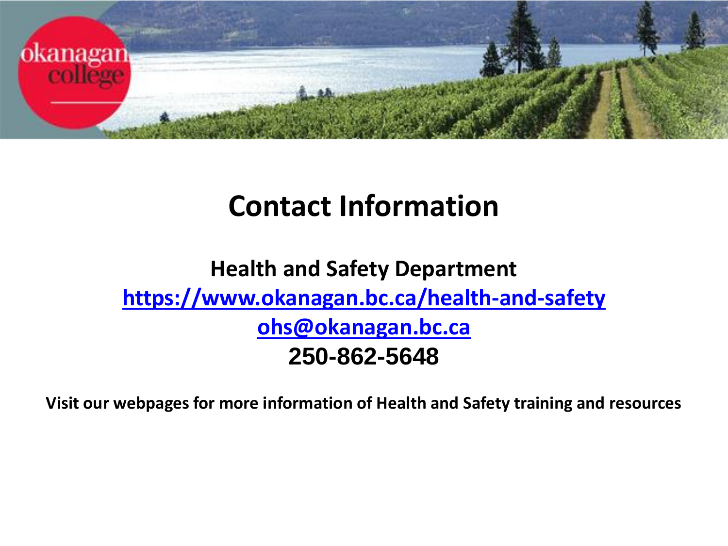# Contact Information

**Health and Safety Department**

**[https://www.okanagan.bc.ca/health-and-safety](https://www.okanagan.bc.ca/health-and-safety)**

**[ohs@okanagan.bc.ca](mailto:ohs@okanagan.bc.ca)**

**250-862-5648**

**Visit our webpages for more information of Health and Safety training and resources**